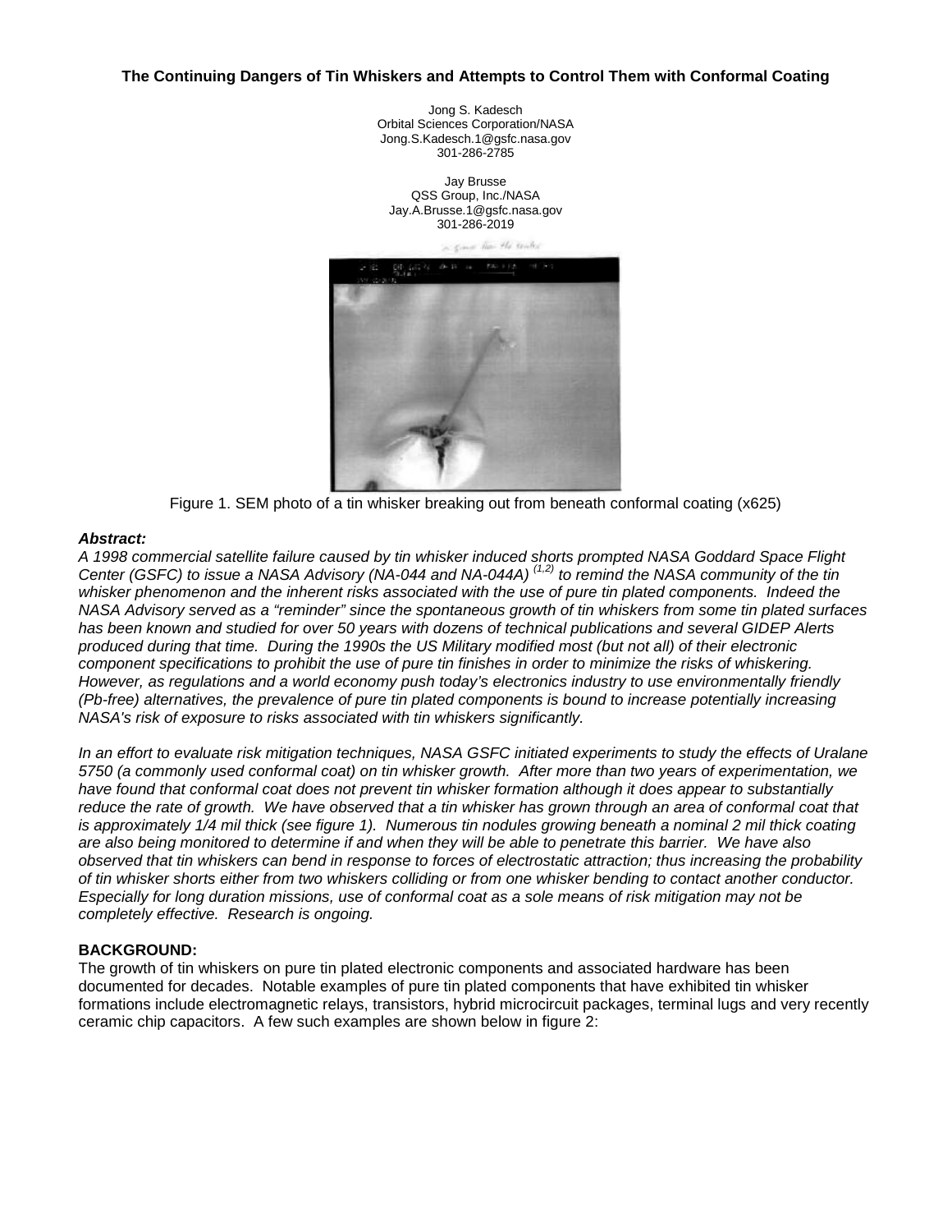# The Continuing Dangers of Tin Whiskers and Attempts to Control Them with Conformal Coating

Jong S. Kadesch
Orbital Sciences Corporation/NASA
Jong.S.Kadesch.1@gsfc.nasa.gov
301-286-2785

Jay Brusse
QSS Group, Inc./NASA
Jay.A.Brusse.1@gsfc.nasa.gov
301-286-2019

Figure 1. SEM photo of a tin whisker breaking out from beneath conformal coating (x625)

### *Abstract:*

*A 1998 commercial satellite failure caused by tin whisker induced shorts prompted NASA Goddard Space Flight Center (GSFC) to issue a NASA Advisory (NA-044 and NA-044A) [1,2] to remind the NASA community of the tin whisker phenomenon and the inherent risks associated with the use of pure tin plated components. Indeed the NASA Advisory served as a "reminder" since the spontaneous growth of tin whiskers from some tin plated surfaces has been known and studied for over 50 years with dozens of technical publications and several GIDEP Alerts produced during that time. During the 1990s the US Military modified most (but not all) of their electronic component specifications to prohibit the use of pure tin finishes in order to minimize the risks of whiskering. However, as regulations and a world economy push today's electronics industry to use environmentally friendly (Pb-free) alternatives, the prevalence of pure tin plated components is bound to increase potentially increasing NASA's risk of exposure to risks associated with tin whiskers significantly.*

*In an effort to evaluate risk mitigation techniques, NASA GSFC initiated experiments to study the effects of Uralane 5750 (a commonly used conformal coat) on tin whisker growth. After more than two years of experimentation, we have found that conformal coat does not prevent tin whisker formation although it does appear to substantially reduce the rate of growth. We have observed that a tin whisker has grown through an area of conformal coat that is approximately 1/4 mil thick (see figure 1). Numerous tin nodules growing beneath a nominal 2 mil thick coating are also being monitored to determine if and when they will be able to penetrate this barrier. We have also observed that tin whiskers can bend in response to forces of electrostatic attraction; thus increasing the probability of tin whisker shorts either from two whiskers colliding or from one whisker bending to contact another conductor. Especially for long duration missions, use of conformal coat as a sole means of risk mitigation may not be completely effective. Research is ongoing.*

### BACKGROUND:

The growth of tin whiskers on pure tin plated electronic components and associated hardware has been documented for decades. Notable examples of pure tin plated components that have exhibited tin whisker formations include electromagnetic relays, transistors, hybrid microcircuit packages, terminal lugs and very recently ceramic chip capacitors. A few such examples are shown below in figure 2: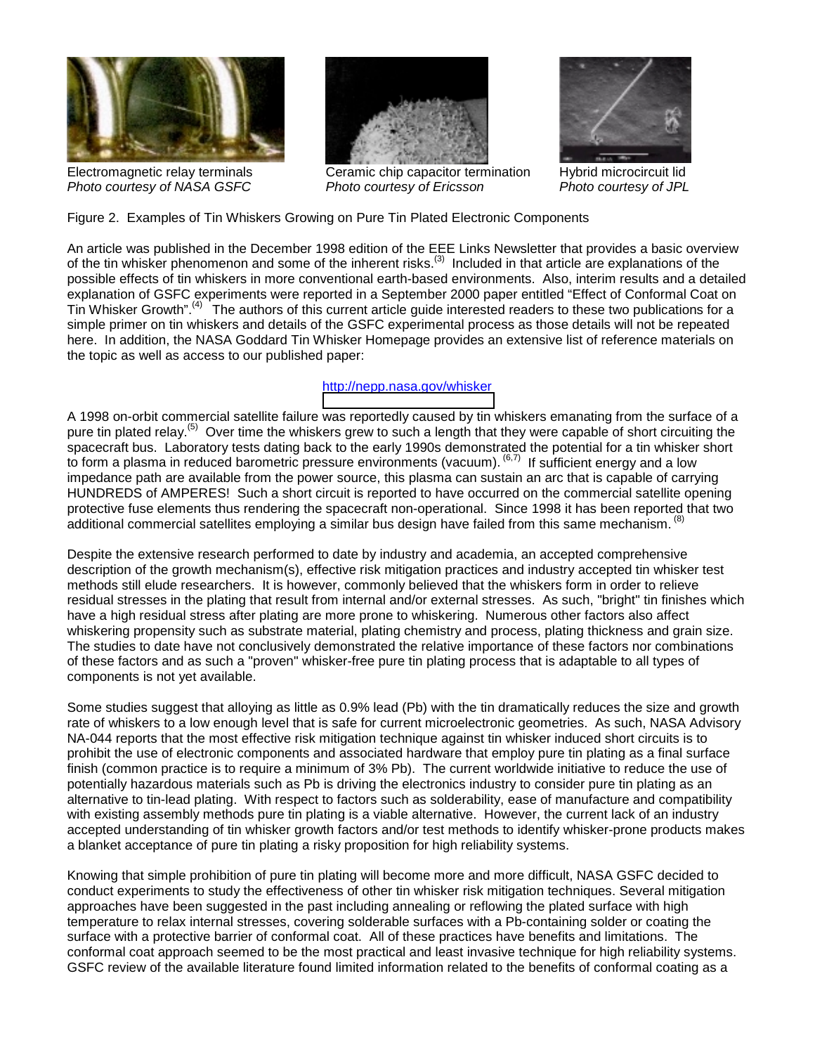Electromagnetic relay terminals
*Photo courtesy of NASA GSFC*

Ceramic chip capacitor termination
*Photo courtesy of Ericsson*

Hybrid microcircuit lid
*Photo courtesy of JPL*

Figure 2. Examples of Tin Whiskers Growing on Pure Tin Plated Electronic Components

An article was published in the December 1998 edition of the EEE Links Newsletter that provides a basic overview of the tin whisker phenomenon and some of the inherent risks.[3] Included in that article are explanations of the possible effects of tin whiskers in more conventional earth-based environments. Also, interim results and a detailed explanation of GSFC experiments were reported in a September 2000 paper entitled "Effect of Conformal Coat on Tin Whisker Growth".[4] The authors of this current article guide interested readers to these two publications for a simple primer on tin whiskers and details of the GSFC experimental process as those details will not be repeated here. In addition, the NASA Goddard Tin Whisker Homepage provides an extensive list of reference materials on the topic as well as access to our published paper:

http://nepp.nasa.gov/whisker

A 1998 on-orbit commercial satellite failure was reportedly caused by tin whiskers emanating from the surface of a pure tin plated relay.[5] Over time the whiskers grew to such a length that they were capable of short circuiting the spacecraft bus. Laboratory tests dating back to the early 1990s demonstrated the potential for a tin whisker short to form a plasma in reduced barometric pressure environments (vacuum).[6,7] If sufficient energy and a low impedance path are available from the power source, this plasma can sustain an arc that is capable of carrying HUNDREDS of AMPERES! Such a short circuit is reported to have occurred on the commercial satellite opening protective fuse elements thus rendering the spacecraft non-operational. Since 1998 it has been reported that two additional commercial satellites employing a similar bus design have failed from this same mechanism.[8]

Despite the extensive research performed to date by industry and academia, an accepted comprehensive description of the growth mechanism(s), effective risk mitigation practices and industry accepted tin whisker test methods still elude researchers. It is however, commonly believed that the whiskers form in order to relieve residual stresses in the plating that result from internal and/or external stresses. As such, "bright" tin finishes which have a high residual stress after plating are more prone to whiskering. Numerous other factors also affect whiskering propensity such as substrate material, plating chemistry and process, plating thickness and grain size. The studies to date have not conclusively demonstrated the relative importance of these factors nor combinations of these factors and as such a "proven" whisker-free pure tin plating process that is adaptable to all types of components is not yet available.

Some studies suggest that alloying as little as 0.9% lead (Pb) with the tin dramatically reduces the size and growth rate of whiskers to a low enough level that is safe for current microelectronic geometries. As such, NASA Advisory NA-044 reports that the most effective risk mitigation technique against tin whisker induced short circuits is to prohibit the use of electronic components and associated hardware that employ pure tin plating as a final surface finish (common practice is to require a minimum of 3% Pb). The current worldwide initiative to reduce the use of potentially hazardous materials such as Pb is driving the electronics industry to consider pure tin plating as an alternative to tin-lead plating. With respect to factors such as solderability, ease of manufacture and compatibility with existing assembly methods pure tin plating is a viable alternative. However, the current lack of an industry accepted understanding of tin whisker growth factors and/or test methods to identify whisker-prone products makes a blanket acceptance of pure tin plating a risky proposition for high reliability systems.

Knowing that simple prohibition of pure tin plating will become more and more difficult, NASA GSFC decided to conduct experiments to study the effectiveness of other tin whisker risk mitigation techniques. Several mitigation approaches have been suggested in the past including annealing or reflowing the plated surface with high temperature to relax internal stresses, covering solderable surfaces with a Pb-containing solder or coating the surface with a protective barrier of conformal coat. All of these practices have benefits and limitations. The conformal coat approach seemed to be the most practical and least invasive technique for high reliability systems. GSFC review of the available literature found limited information related to the benefits of conformal coating as a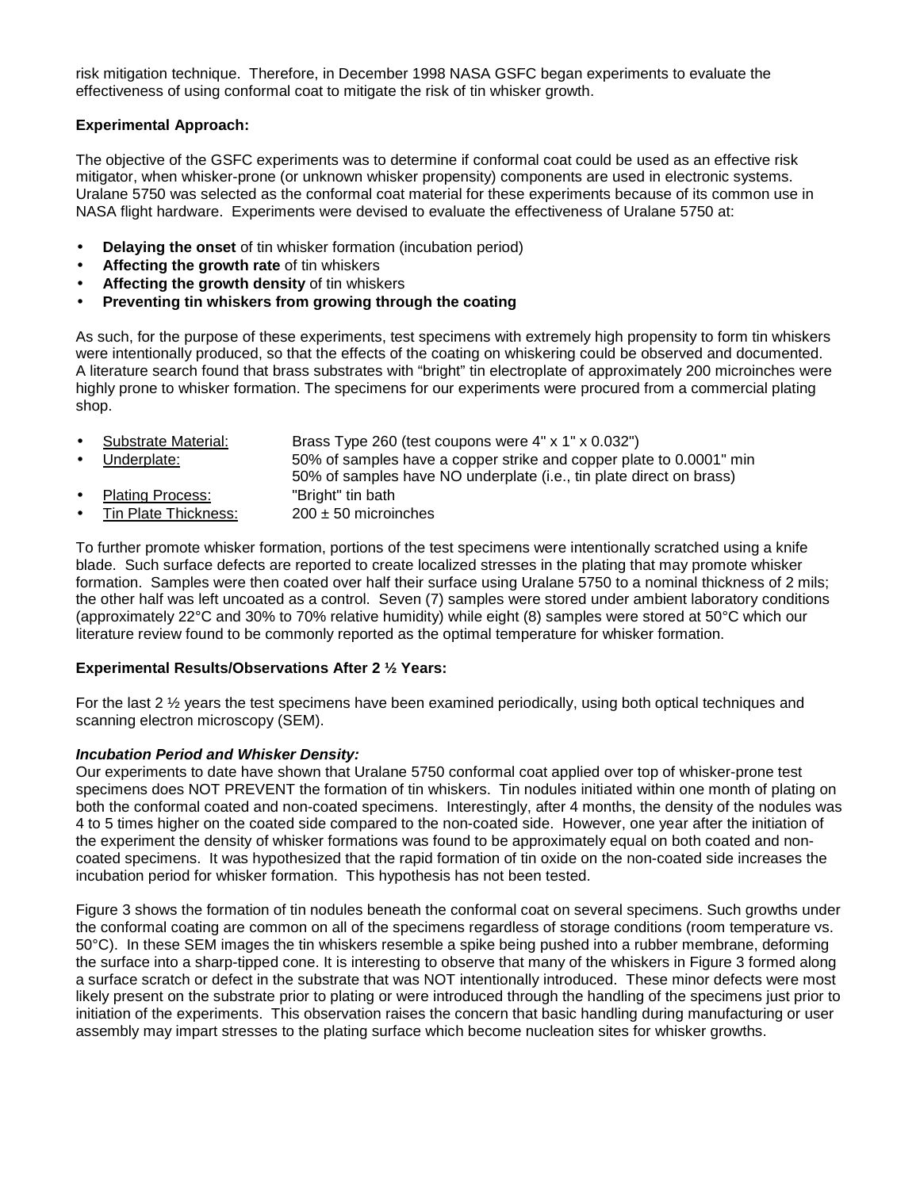risk mitigation technique. Therefore, in December 1998 NASA GSFC began experiments to evaluate the effectiveness of using conformal coat to mitigate the risk of tin whisker growth.

**Experimental Approach:**

The objective of the GSFC experiments was to determine if conformal coat could be used as an effective risk mitigator, when whisker-prone (or unknown whisker propensity) components are used in electronic systems. Uralane 5750 was selected as the conformal coat material for these experiments because of its common use in NASA flight hardware. Experiments were devised to evaluate the effectiveness of Uralane 5750 at:

- **Delaying the onset** of tin whisker formation (incubation period)
- **Affecting the growth rate** of tin whiskers
- **Affecting the growth density** of tin whiskers
- **Preventing tin whiskers from growing through the coating**

As such, for the purpose of these experiments, test specimens with extremely high propensity to form tin whiskers were intentionally produced, so that the effects of the coating on whiskering could be observed and documented. A literature search found that brass substrates with "bright" tin electroplate of approximately 200 microinches were highly prone to whisker formation. The specimens for our experiments were procured from a commercial plating shop.

- Substrate Material: Brass Type 260 (test coupons were 4" x 1" x 0.032")
- Underplate: 50% of samples have a copper strike and copper plate to 0.0001" min; 50% of samples have NO underplate (i.e., tin plate direct on brass)
- Plating Process: "Bright" tin bath
- Tin Plate Thickness: 200 ± 50 microinches

To further promote whisker formation, portions of the test specimens were intentionally scratched using a knife blade. Such surface defects are reported to create localized stresses in the plating that may promote whisker formation. Samples were then coated over half their surface using Uralane 5750 to a nominal thickness of 2 mils; the other half was left uncoated as a control. Seven (7) samples were stored under ambient laboratory conditions (approximately 22°C and 30% to 70% relative humidity) while eight (8) samples were stored at 50°C which our literature review found to be commonly reported as the optimal temperature for whisker formation.

**Experimental Results/Observations After 2 ½ Years:**

For the last 2 ½ years the test specimens have been examined periodically, using both optical techniques and scanning electron microscopy (SEM).

***Incubation Period and Whisker Density:***

Our experiments to date have shown that Uralane 5750 conformal coat applied over top of whisker-prone test specimens does NOT PREVENT the formation of tin whiskers. Tin nodules initiated within one month of plating on both the conformal coated and non-coated specimens. Interestingly, after 4 months, the density of the nodules was 4 to 5 times higher on the coated side compared to the non-coated side. However, one year after the initiation of the experiment the density of whisker formations was found to be approximately equal on both coated and non-coated specimens. It was hypothesized that the rapid formation of tin oxide on the non-coated side increases the incubation period for whisker formation. This hypothesis has not been tested.

Figure 3 shows the formation of tin nodules beneath the conformal coat on several specimens. Such growths under the conformal coating are common on all of the specimens regardless of storage conditions (room temperature vs. 50°C). In these SEM images the tin whiskers resemble a spike being pushed into a rubber membrane, deforming the surface into a sharp-tipped cone. It is interesting to observe that many of the whiskers in Figure 3 formed along a surface scratch or defect in the substrate that was NOT intentionally introduced. These minor defects were most likely present on the substrate prior to plating or were introduced through the handling of the specimens just prior to initiation of the experiments. This observation raises the concern that basic handling during manufacturing or user assembly may impart stresses to the plating surface which become nucleation sites for whisker growths.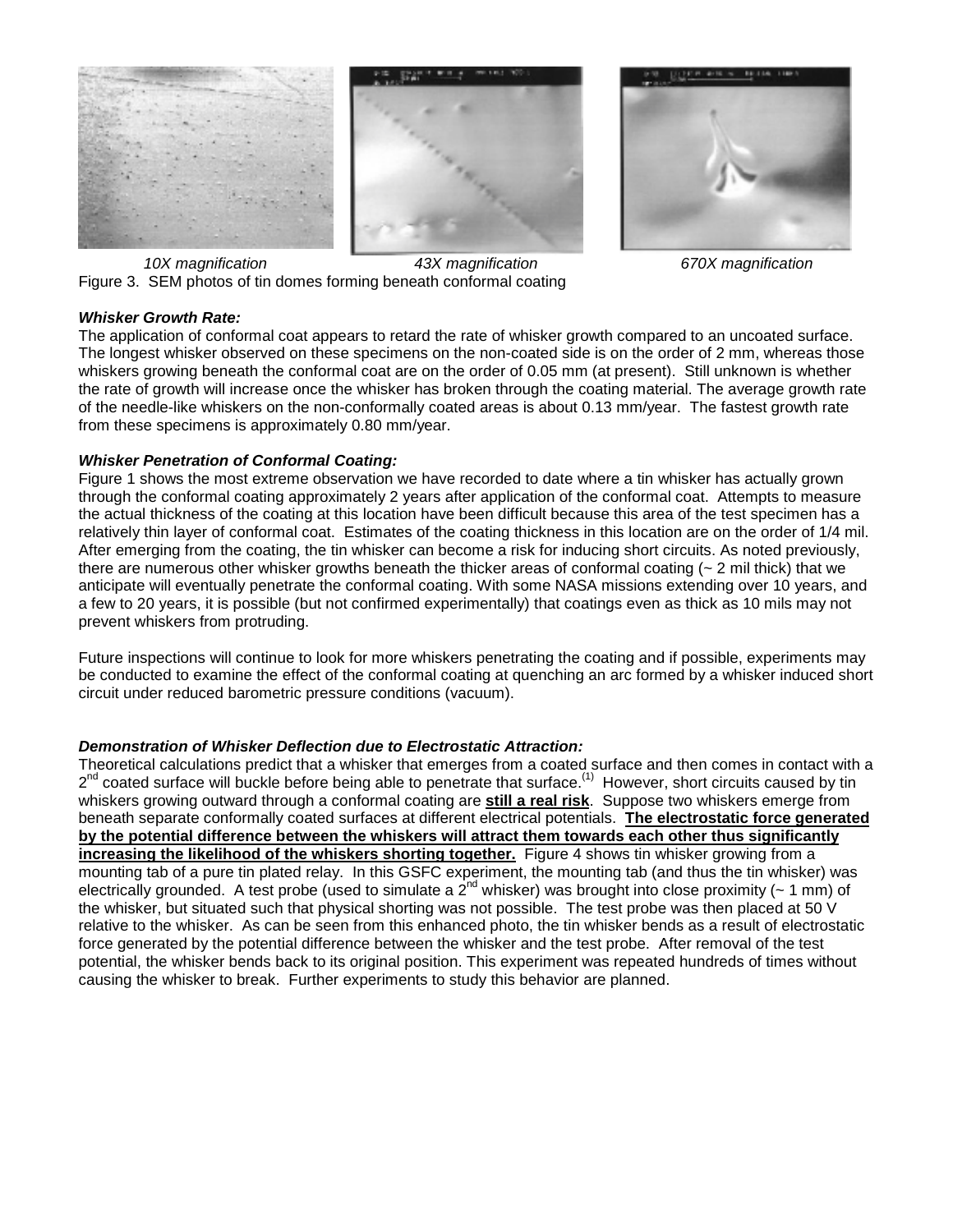*10X magnification* *43X magnification* *670X magnification*

Figure 3. SEM photos of tin domes forming beneath conformal coating

***Whisker Growth Rate:***

The application of conformal coat appears to retard the rate of whisker growth compared to an uncoated surface. The longest whisker observed on these specimens on the non-coated side is on the order of 2 mm, whereas those whiskers growing beneath the conformal coat are on the order of 0.05 mm (at present). Still unknown is whether the rate of growth will increase once the whisker has broken through the coating material. The average growth rate of the needle-like whiskers on the non-conformally coated areas is about 0.13 mm/year. The fastest growth rate from these specimens is approximately 0.80 mm/year.

***Whisker Penetration of Conformal Coating:***

Figure 1 shows the most extreme observation we have recorded to date where a tin whisker has actually grown through the conformal coating approximately 2 years after application of the conformal coat. Attempts to measure the actual thickness of the coating at this location have been difficult because this area of the test specimen has a relatively thin layer of conformal coat. Estimates of the coating thickness in this location are on the order of 1/4 mil. After emerging from the coating, the tin whisker can become a risk for inducing short circuits. As noted previously, there are numerous other whisker growths beneath the thicker areas of conformal coating (~ 2 mil thick) that we anticipate will eventually penetrate the conformal coating. With some NASA missions extending over 10 years, and a few to 20 years, it is possible (but not confirmed experimentally) that coatings even as thick as 10 mils may not prevent whiskers from protruding.

Future inspections will continue to look for more whiskers penetrating the coating and if possible, experiments may be conducted to examine the effect of the conformal coating at quenching an arc formed by a whisker induced short circuit under reduced barometric pressure conditions (vacuum).

***Demonstration of Whisker Deflection due to Electrostatic Attraction:***

Theoretical calculations predict that a whisker that emerges from a coated surface and then comes in contact with a 2nd coated surface will buckle before being able to penetrate that surface.[1] However, short circuits caused by tin whiskers growing outward through a conformal coating are **still a real risk**. Suppose two whiskers emerge from beneath separate conformally coated surfaces at different electrical potentials. **The electrostatic force generated by the potential difference between the whiskers will attract them towards each other thus significantly increasing the likelihood of the whiskers shorting together.** Figure 4 shows tin whisker growing from a mounting tab of a pure tin plated relay. In this GSFC experiment, the mounting tab (and thus the tin whisker) was electrically grounded. A test probe (used to simulate a 2nd whisker) was brought into close proximity (~ 1 mm) of the whisker, but situated such that physical shorting was not possible. The test probe was then placed at 50 V relative to the whisker. As can be seen from this enhanced photo, the tin whisker bends as a result of electrostatic force generated by the potential difference between the whisker and the test probe. After removal of the test potential, the whisker bends back to its original position. This experiment was repeated hundreds of times without causing the whisker to break. Further experiments to study this behavior are planned.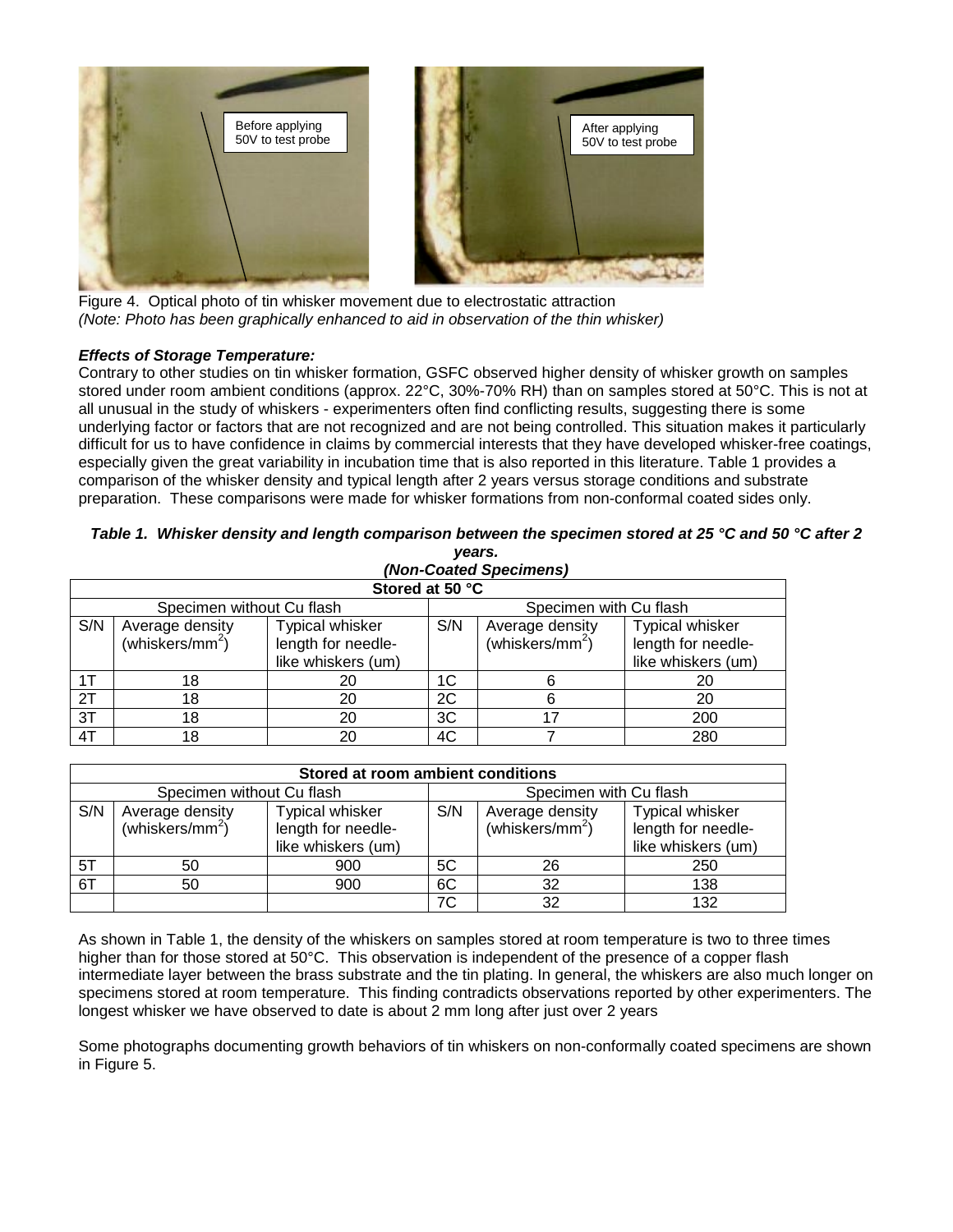Figure 4. Optical photo of tin whisker movement due to electrostatic attraction
*(Note: Photo has been graphically enhanced to aid in observation of the thin whisker)*

***Effects of Storage Temperature:***

Contrary to other studies on tin whisker formation, GSFC observed higher density of whisker growth on samples stored under room ambient conditions (approx. 22°C, 30%-70% RH) than on samples stored at 50°C. This is not at all unusual in the study of whiskers - experimenters often find conflicting results, suggesting there is some underlying factor or factors that are not recognized and are not being controlled. This situation makes it particularly difficult for us to have confidence in claims by commercial interests that they have developed whisker-free coatings, especially given the great variability in incubation time that is also reported in this literature. Table 1 provides a comparison of the whisker density and typical length after 2 years versus storage conditions and substrate preparation. These comparisons were made for whisker formations from non-conformal coated sides only.

***Table 1. Whisker density and length comparison between the specimen stored at 25 °C and 50 °C after 2 years.***
***(Non-Coated Specimens)***

| Stored at 50 °C | | | | | |
|---|---|---|---|---|---|
| Specimen without Cu flash | | | Specimen with Cu flash | | |
| S/N | Average density (whiskers/mm$^2$) | Typical whisker length for needle-like whiskers (um) | S/N | Average density (whiskers/mm$^2$) | Typical whisker length for needle-like whiskers (um) |
| 1T | 18 | 20 | 1C | 6 | 20 |
| 2T | 18 | 20 | 2C | 6 | 20 |
| 3T | 18 | 20 | 3C | 17 | 200 |
| 4T | 18 | 20 | 4C | 7 | 280 |

| Stored at room ambient conditions | | | | | |
|---|---|---|---|---|---|
| Specimen without Cu flash | | | Specimen with Cu flash | | |
| S/N | Average density (whiskers/mm$^2$) | Typical whisker length for needle-like whiskers (um) | S/N | Average density (whiskers/mm$^2$) | Typical whisker length for needle-like whiskers (um) |
| 5T | 50 | 900 | 5C | 26 | 250 |
| 6T | 50 | 900 | 6C | 32 | 138 |
| | | | 7C | 32 | 132 |

As shown in Table 1, the density of the whiskers on samples stored at room temperature is two to three times higher than for those stored at 50°C. This observation is independent of the presence of a copper flash intermediate layer between the brass substrate and the tin plating. In general, the whiskers are also much longer on specimens stored at room temperature. This finding contradicts observations reported by other experimenters. The longest whisker we have observed to date is about 2 mm long after just over 2 years

Some photographs documenting growth behaviors of tin whiskers on non-conformally coated specimens are shown in Figure 5.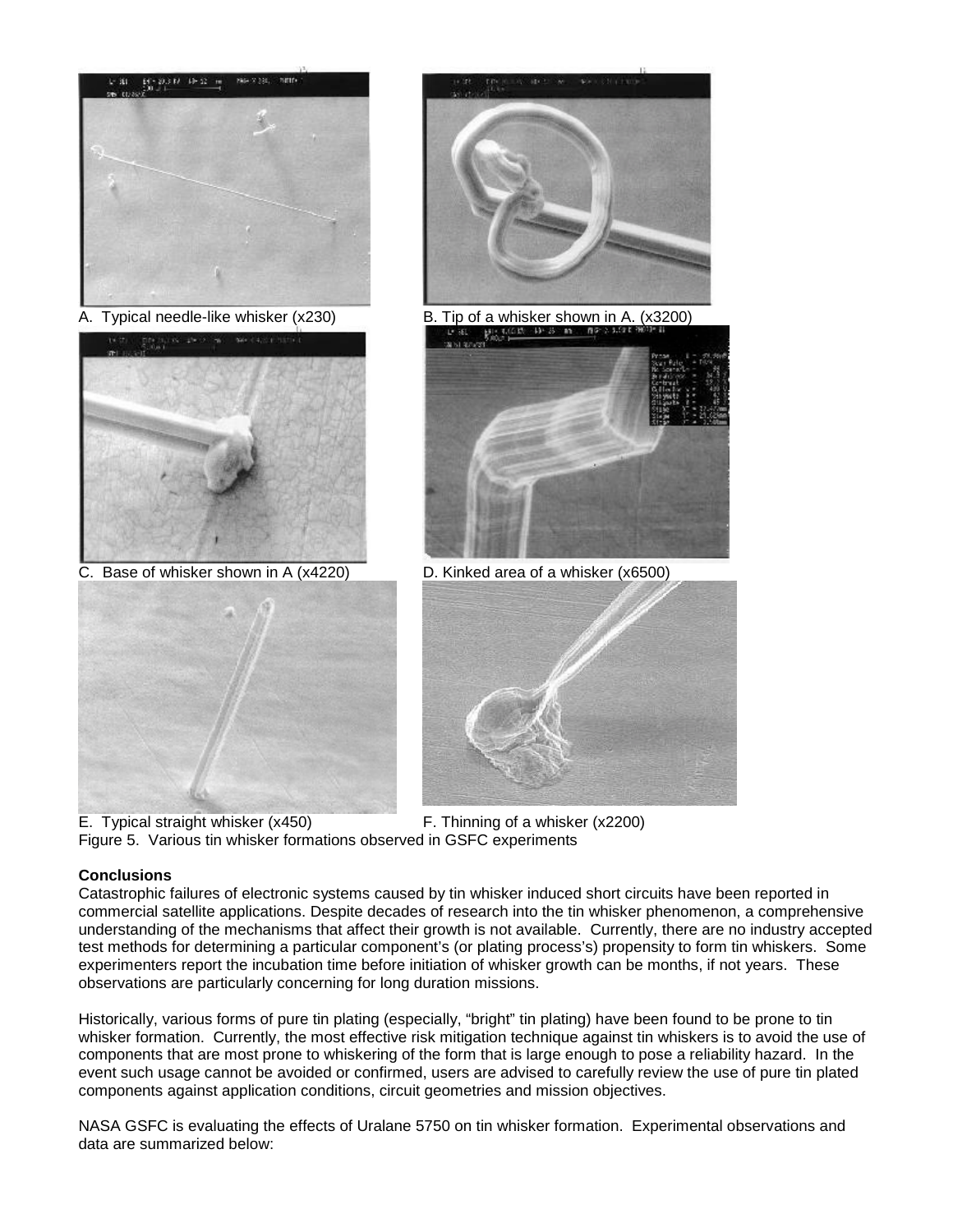A. Typical needle-like whisker (x230)

B. Tip of a whisker shown in A. (x3200)

C. Base of whisker shown in A (x4220)

D. Kinked area of a whisker (x6500)

E. Typical straight whisker (x450)

F. Thinning of a whisker (x2200)

Figure 5. Various tin whisker formations observed in GSFC experiments

**Conclusions**

Catastrophic failures of electronic systems caused by tin whisker induced short circuits have been reported in commercial satellite applications. Despite decades of research into the tin whisker phenomenon, a comprehensive understanding of the mechanisms that affect their growth is not available. Currently, there are no industry accepted test methods for determining a particular component's (or plating process's) propensity to form tin whiskers. Some experimenters report the incubation time before initiation of whisker growth can be months, if not years. These observations are particularly concerning for long duration missions.

Historically, various forms of pure tin plating (especially, "bright" tin plating) have been found to be prone to tin whisker formation. Currently, the most effective risk mitigation technique against tin whiskers is to avoid the use of components that are most prone to whiskering of the form that is large enough to pose a reliability hazard. In the event such usage cannot be avoided or confirmed, users are advised to carefully review the use of pure tin plated components against application conditions, circuit geometries and mission objectives.

NASA GSFC is evaluating the effects of Uralane 5750 on tin whisker formation. Experimental observations and data are summarized below: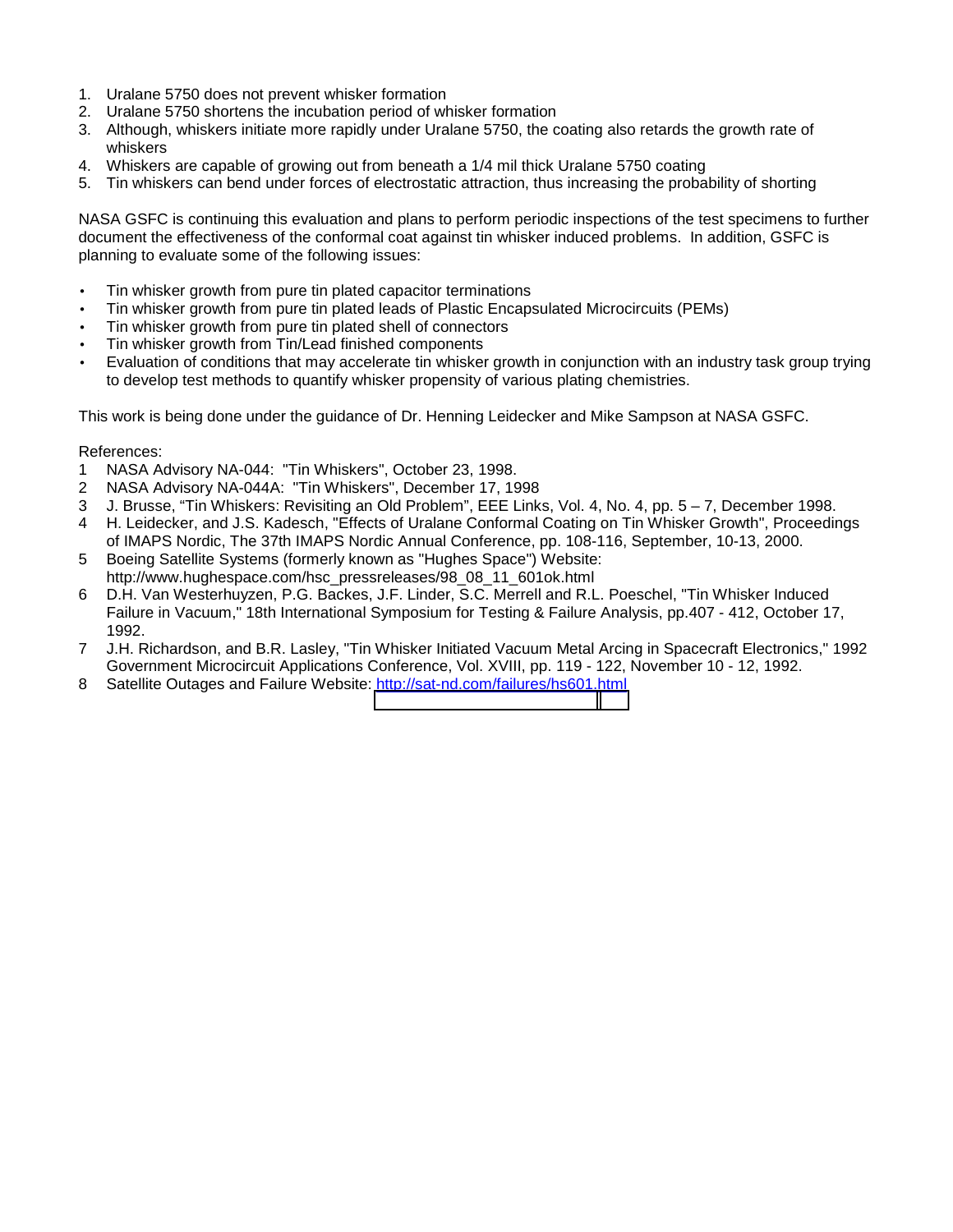1. Uralane 5750 does not prevent whisker formation
2. Uralane 5750 shortens the incubation period of whisker formation
3. Although, whiskers initiate more rapidly under Uralane 5750, the coating also retards the growth rate of whiskers
4. Whiskers are capable of growing out from beneath a 1/4 mil thick Uralane 5750 coating
5. Tin whiskers can bend under forces of electrostatic attraction, thus increasing the probability of shorting

NASA GSFC is continuing this evaluation and plans to perform periodic inspections of the test specimens to further document the effectiveness of the conformal coat against tin whisker induced problems. In addition, GSFC is planning to evaluate some of the following issues:

- Tin whisker growth from pure tin plated capacitor terminations
- Tin whisker growth from pure tin plated leads of Plastic Encapsulated Microcircuits (PEMs)
- Tin whisker growth from pure tin plated shell of connectors
- Tin whisker growth from Tin/Lead finished components
- Evaluation of conditions that may accelerate tin whisker growth in conjunction with an industry task group trying to develop test methods to quantify whisker propensity of various plating chemistries.

This work is being done under the guidance of Dr. Henning Leidecker and Mike Sampson at NASA GSFC.

References:

1 NASA Advisory NA-044: "Tin Whiskers", October 23, 1998.
2 NASA Advisory NA-044A: "Tin Whiskers", December 17, 1998
3 J. Brusse, "Tin Whiskers: Revisiting an Old Problem", EEE Links, Vol. 4, No. 4, pp. 5 – 7, December 1998.
4 H. Leidecker, and J.S. Kadesch, "Effects of Uralane Conformal Coating on Tin Whisker Growth", Proceedings of IMAPS Nordic, The 37th IMAPS Nordic Annual Conference, pp. 108-116, September, 10-13, 2000.
5 Boeing Satellite Systems (formerly known as "Hughes Space") Website: http://www.hughespace.com/hsc_pressreleases/98_08_11_601ok.html
6 D.H. Van Westerhuyzen, P.G. Backes, J.F. Linder, S.C. Merrell and R.L. Poeschel, "Tin Whisker Induced Failure in Vacuum," 18th International Symposium for Testing & Failure Analysis, pp.407 - 412, October 17, 1992.
7 J.H. Richardson, and B.R. Lasley, "Tin Whisker Initiated Vacuum Metal Arcing in Spacecraft Electronics," 1992 Government Microcircuit Applications Conference, Vol. XVIII, pp. 119 - 122, November 10 - 12, 1992.
8 Satellite Outages and Failure Website: http://sat-nd.com/failures/hs601.html